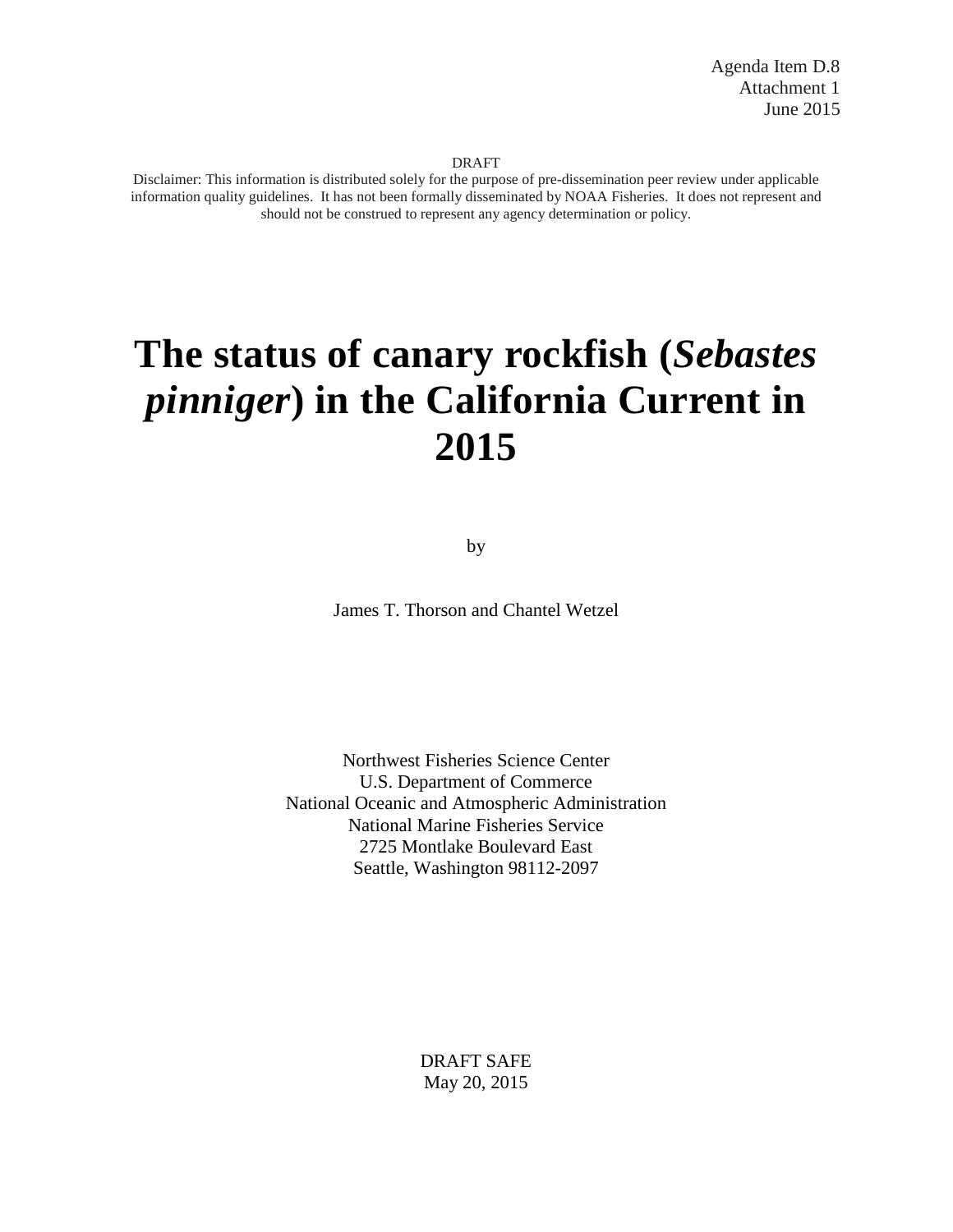Agenda Item D.8
Attachment 1
June 2015

DRAFT

Disclaimer: This information is distributed solely for the purpose of pre-dissemination peer review under applicable information quality guidelines. It has not been formally disseminated by NOAA Fisheries. It does not represent and should not be construed to represent any agency determination or policy.

# The status of canary rockfish (*Sebastes pinniger*) in the California Current in 2015

by

James T. Thorson and Chantel Wetzel

Northwest Fisheries Science Center
U.S. Department of Commerce
National Oceanic and Atmospheric Administration
National Marine Fisheries Service
2725 Montlake Boulevard East
Seattle, Washington 98112-2097

DRAFT SAFE
May 20, 2015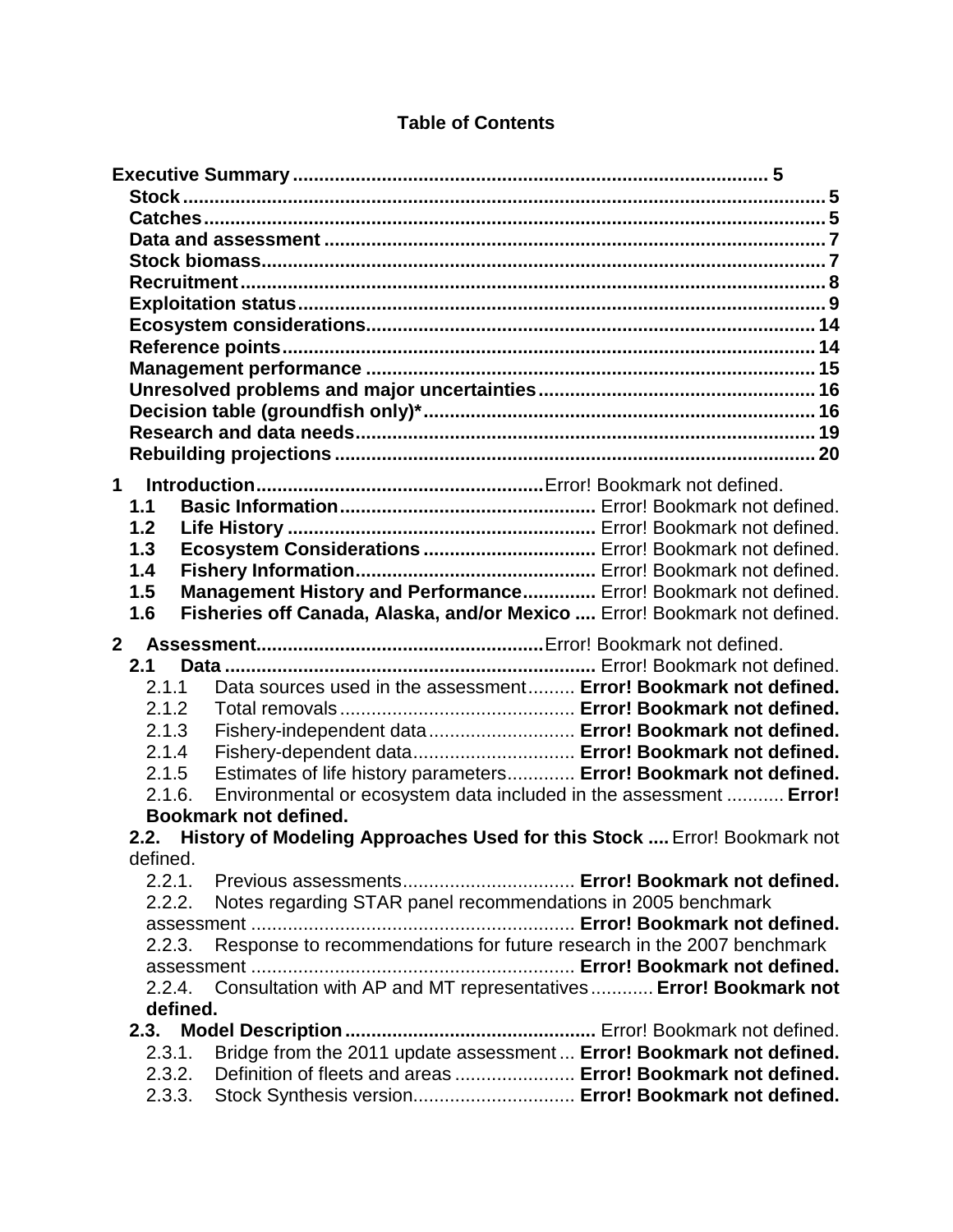# Table of Contents

**Executive Summary** .......................................................................................... 5
- **Stock** ........................................................................................................ 5
- **Catches** .................................................................................................... 5
- **Data and assessment** ............................................................................... 7
- **Stock biomass** ........................................................................................... 7
- **Recruitment** .............................................................................................. 8
- **Exploitation status** ................................................................................... 9
- **Ecosystem considerations** ..................................................................... 14
- **Reference points** .................................................................................... 14
- **Management performance** ..................................................................... 15
- **Unresolved problems and major uncertainties** ...................................... 16
- **Decision table (groundfish only)*** .......................................................... 16
- **Research and data needs** ...................................................................... 19
- **Rebuilding projections** ........................................................................... 20

**1 Introduction** .......................................................Error! Bookmark not defined.
- **1.1 Basic Information** ............................................... Error! Bookmark not defined.
- **1.2 Life History** ........................................................ Error! Bookmark not defined.
- **1.3 Ecosystem Considerations** ................................ Error! Bookmark not defined.
- **1.4 Fishery Information** ........................................... Error! Bookmark not defined.
- **1.5 Management History and Performance** ............. Error! Bookmark not defined.
- **1.6 Fisheries off Canada, Alaska, and/or Mexico** .... Error! Bookmark not defined.

**2 Assessment** .......................................................Error! Bookmark not defined.
- **2.1 Data** ..................................................................... Error! Bookmark not defined.
  - 2.1.1 Data sources used in the assessment ......... **Error! Bookmark not defined.**
  - 2.1.2 Total removals ............................................ **Error! Bookmark not defined.**
  - 2.1.3 Fishery-independent data ............................ **Error! Bookmark not defined.**
  - 2.1.4 Fishery-dependent data ............................... **Error! Bookmark not defined.**
  - 2.1.5 Estimates of life history parameters ............. **Error! Bookmark not defined.**
  - 2.1.6. Environmental or ecosystem data included in the assessment ........... **Error! Bookmark not defined.**
- **2.2. History of Modeling Approaches Used for this Stock ....** Error! Bookmark not defined.
  - 2.2.1. Previous assessments ................................. **Error! Bookmark not defined.**
  - 2.2.2. Notes regarding STAR panel recommendations in 2005 benchmark assessment ............................................................. **Error! Bookmark not defined.**
  - 2.2.3. Response to recommendations for future research in the 2007 benchmark assessment ............................................................. **Error! Bookmark not defined.**
  - 2.2.4. Consultation with AP and MT representatives ........... **Error! Bookmark not defined.**
- **2.3. Model Description** ................................................ Error! Bookmark not defined.
  - 2.3.1. Bridge from the 2011 update assessment ... **Error! Bookmark not defined.**
  - 2.3.2. Definition of fleets and areas ....................... **Error! Bookmark not defined.**
  - 2.3.3. Stock Synthesis version ............................... **Error! Bookmark not defined.**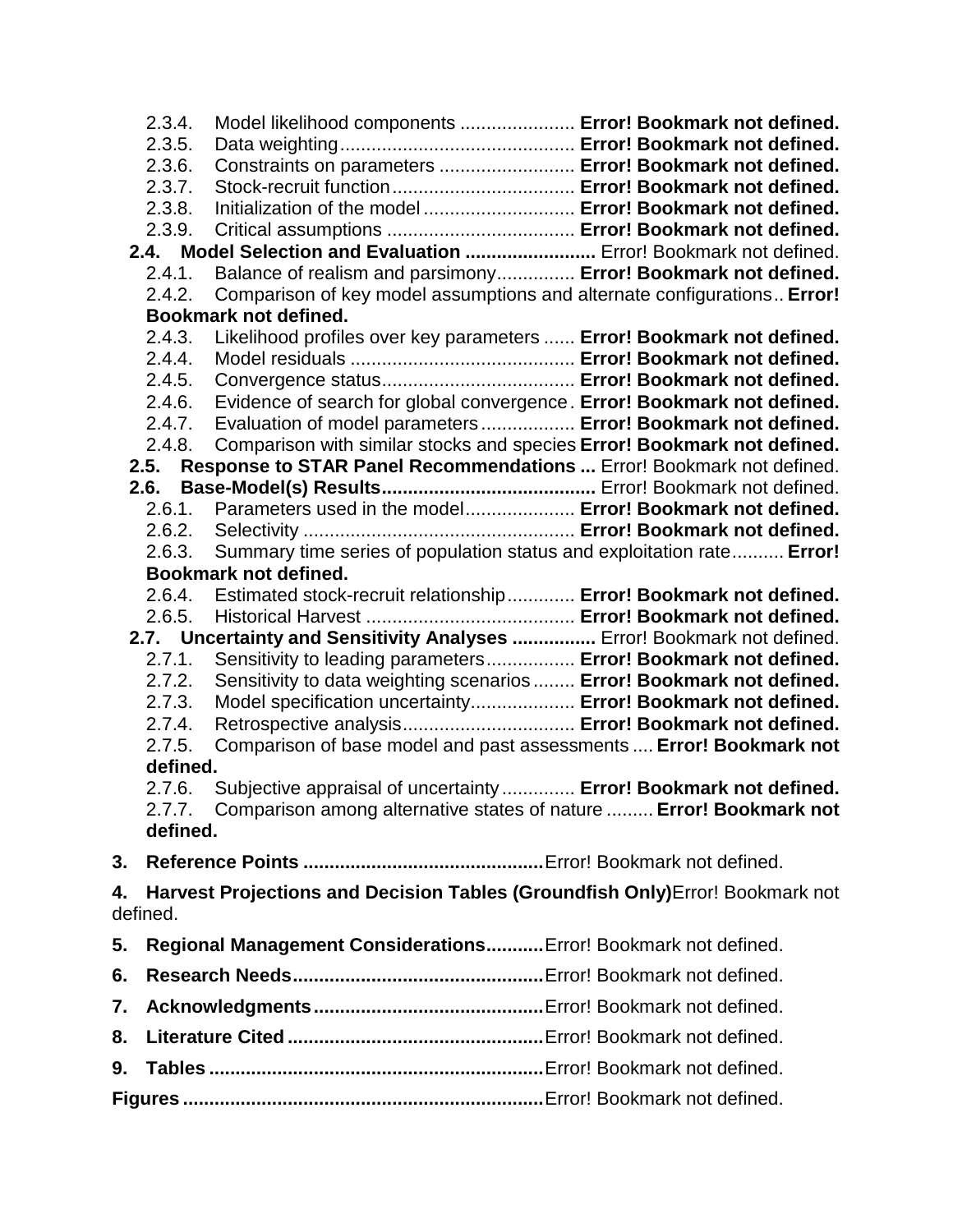- 2.3.4. Model likelihood components ...................... **Error! Bookmark not defined.**
- 2.3.5. Data weighting............................................ **Error! Bookmark not defined.**
- 2.3.6. Constraints on parameters .......................... **Error! Bookmark not defined.**
- 2.3.7. Stock-recruit function.................................. **Error! Bookmark not defined.**
- 2.3.8. Initialization of the model ............................ **Error! Bookmark not defined.**
- 2.3.9. Critical assumptions ................................... **Error! Bookmark not defined.**

**2.4. Model Selection and Evaluation .........................** Error! Bookmark not defined.

- 2.4.1. Balance of realism and parsimony.............. **Error! Bookmark not defined.**
- 2.4.2. Comparison of key model assumptions and alternate configurations.. **Error! Bookmark not defined.**
- 2.4.3. Likelihood profiles over key parameters ...... **Error! Bookmark not defined.**
- 2.4.4. Model residuals ........................................... **Error! Bookmark not defined.**
- 2.4.5. Convergence status.................................... **Error! Bookmark not defined.**
- 2.4.6. Evidence of search for global convergence. **Error! Bookmark not defined.**
- 2.4.7. Evaluation of model parameters ................. **Error! Bookmark not defined.**
- 2.4.8. Comparison with similar stocks and species **Error! Bookmark not defined.**

**2.5. Response to STAR Panel Recommendations ...** Error! Bookmark not defined.

**2.6. Base-Model(s) Results........................................** Error! Bookmark not defined.

- 2.6.1. Parameters used in the model.................... **Error! Bookmark not defined.**
- 2.6.2. Selectivity ................................................... **Error! Bookmark not defined.**
- 2.6.3. Summary time series of population status and exploitation rate.......... **Error! Bookmark not defined.**
- 2.6.4. Estimated stock-recruit relationship............ **Error! Bookmark not defined.**
- 2.6.5. Historical Harvest ....................................... **Error! Bookmark not defined.**

**2.7. Uncertainty and Sensitivity Analyses ................** Error! Bookmark not defined.

- 2.7.1. Sensitivity to leading parameters................ **Error! Bookmark not defined.**
- 2.7.2. Sensitivity to data weighting scenarios ........ **Error! Bookmark not defined.**
- 2.7.3. Model specification uncertainty................... **Error! Bookmark not defined.**
- 2.7.4. Retrospective analysis................................ **Error! Bookmark not defined.**
- 2.7.5. Comparison of base model and past assessments .... **Error! Bookmark not defined.**
- 2.7.6. Subjective appraisal of uncertainty ............. **Error! Bookmark not defined.**
- 2.7.7. Comparison among alternative states of nature ......... **Error! Bookmark not defined.**

**3. Reference Points .............................................**Error! Bookmark not defined.

**4. Harvest Projections and Decision Tables (Groundfish Only)**Error! Bookmark not defined.

**5. Regional Management Considerations...........**Error! Bookmark not defined.

**6. Research Needs................................................**Error! Bookmark not defined.

**7. Acknowledgments............................................**Error! Bookmark not defined.

**8. Literature Cited .................................................**Error! Bookmark not defined.

**9. Tables ...............................................................**Error! Bookmark not defined.

**Figures ...................................................................**Error! Bookmark not defined.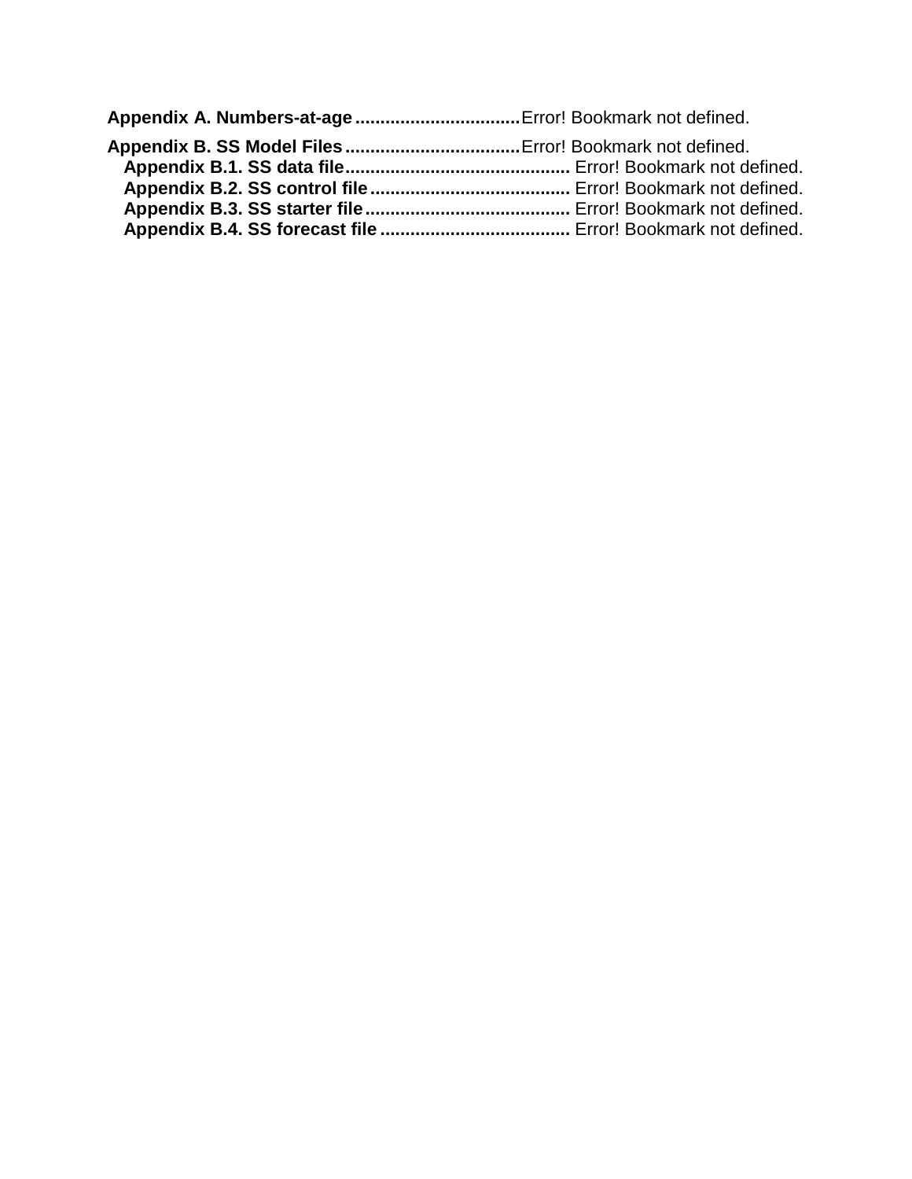**Appendix A. Numbers-at-age** ................................Error! Bookmark not defined.

**Appendix B. SS Model Files** ..................................Error! Bookmark not defined.

- **Appendix B.1. SS data file**............................................ Error! Bookmark not defined.
- **Appendix B.2. SS control file**........................................ Error! Bookmark not defined.
- **Appendix B.3. SS starter file**......................................... Error! Bookmark not defined.
- **Appendix B.4. SS forecast file**...................................... Error! Bookmark not defined.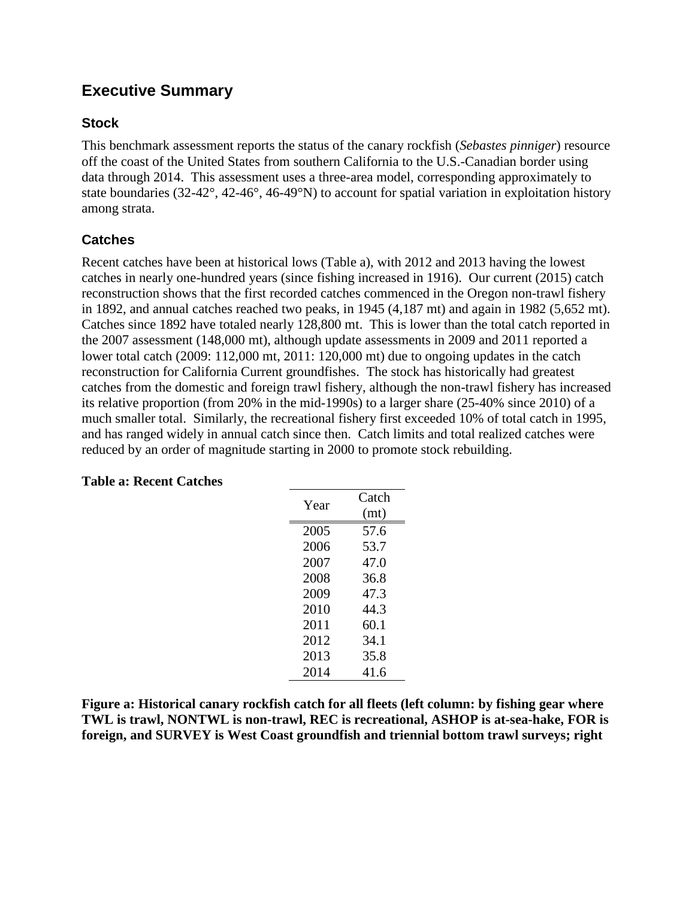# Executive Summary

## Stock

This benchmark assessment reports the status of the canary rockfish (*Sebastes pinniger*) resource off the coast of the United States from southern California to the U.S.-Canadian border using data through 2014. This assessment uses a three-area model, corresponding approximately to state boundaries (32-42°, 42-46°, 46-49°N) to account for spatial variation in exploitation history among strata.

## Catches

Recent catches have been at historical lows (Table a), with 2012 and 2013 having the lowest catches in nearly one-hundred years (since fishing increased in 1916). Our current (2015) catch reconstruction shows that the first recorded catches commenced in the Oregon non-trawl fishery in 1892, and annual catches reached two peaks, in 1945 (4,187 mt) and again in 1982 (5,652 mt). Catches since 1892 have totaled nearly 128,800 mt. This is lower than the total catch reported in the 2007 assessment (148,000 mt), although update assessments in 2009 and 2011 reported a lower total catch (2009: 112,000 mt, 2011: 120,000 mt) due to ongoing updates in the catch reconstruction for California Current groundfishes. The stock has historically had greatest catches from the domestic and foreign trawl fishery, although the non-trawl fishery has increased its relative proportion (from 20% in the mid-1990s) to a larger share (25-40% since 2010) of a much smaller total. Similarly, the recreational fishery first exceeded 10% of total catch in 1995, and has ranged widely in annual catch since then. Catch limits and total realized catches were reduced by an order of magnitude starting in 2000 to promote stock rebuilding.

**Table a: Recent Catches**

| Year | Catch (mt) |
|---|---|
| 2005 | 57.6 |
| 2006 | 53.7 |
| 2007 | 47.0 |
| 2008 | 36.8 |
| 2009 | 47.3 |
| 2010 | 44.3 |
| 2011 | 60.1 |
| 2012 | 34.1 |
| 2013 | 35.8 |
| 2014 | 41.6 |

**Figure a: Historical canary rockfish catch for all fleets (left column: by fishing gear where TWL is trawl, NONTWL is non-trawl, REC is recreational, ASHOP is at-sea-hake, FOR is foreign, and SURVEY is West Coast groundfish and triennial bottom trawl surveys; right**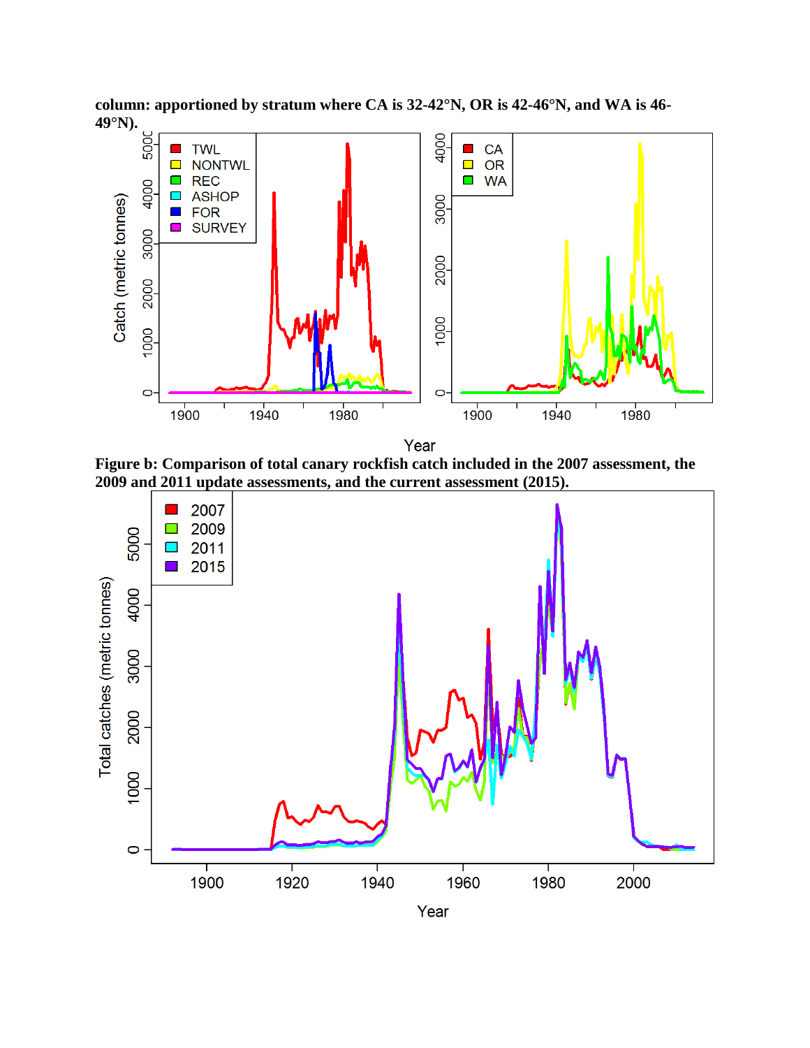**column: apportioned by stratum where CA is 32-42°N, OR is 42-46°N, and WA is 46-49°N).**

**Figure b: Comparison of total canary rockfish catch included in the 2007 assessment, the 2009 and 2011 update assessments, and the current assessment (2015).**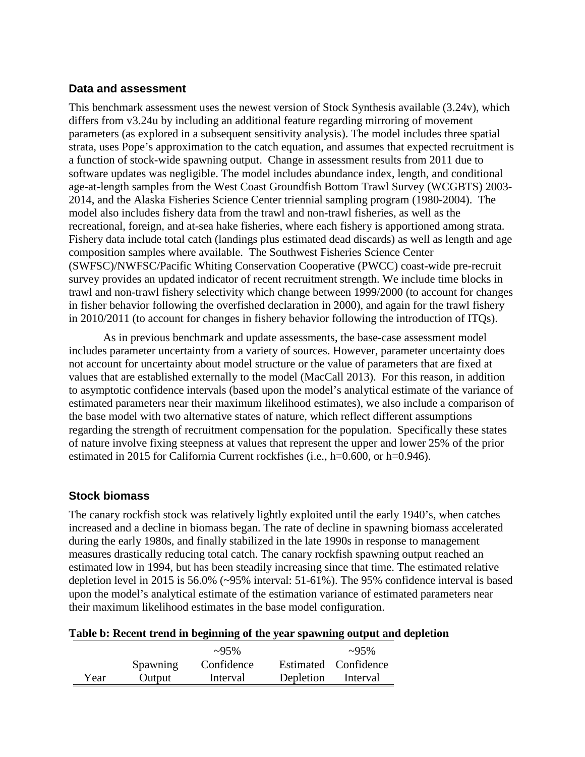## Data and assessment

This benchmark assessment uses the newest version of Stock Synthesis available (3.24v), which differs from v3.24u by including an additional feature regarding mirroring of movement parameters (as explored in a subsequent sensitivity analysis). The model includes three spatial strata, uses Pope's approximation to the catch equation, and assumes that expected recruitment is a function of stock-wide spawning output. Change in assessment results from 2011 due to software updates was negligible. The model includes abundance index, length, and conditional age-at-length samples from the West Coast Groundfish Bottom Trawl Survey (WCGBTS) 2003-2014, and the Alaska Fisheries Science Center triennial sampling program (1980-2004). The model also includes fishery data from the trawl and non-trawl fisheries, as well as the recreational, foreign, and at-sea hake fisheries, where each fishery is apportioned among strata. Fishery data include total catch (landings plus estimated dead discards) as well as length and age composition samples where available. The Southwest Fisheries Science Center (SWFSC)/NWFSC/Pacific Whiting Conservation Cooperative (PWCC) coast-wide pre-recruit survey provides an updated indicator of recent recruitment strength. We include time blocks in trawl and non-trawl fishery selectivity which change between 1999/2000 (to account for changes in fisher behavior following the overfished declaration in 2000), and again for the trawl fishery in 2010/2011 (to account for changes in fishery behavior following the introduction of ITQs).

As in previous benchmark and update assessments, the base-case assessment model includes parameter uncertainty from a variety of sources. However, parameter uncertainty does not account for uncertainty about model structure or the value of parameters that are fixed at values that are established externally to the model (MacCall 2013). For this reason, in addition to asymptotic confidence intervals (based upon the model's analytical estimate of the variance of estimated parameters near their maximum likelihood estimates), we also include a comparison of the base model with two alternative states of nature, which reflect different assumptions regarding the strength of recruitment compensation for the population. Specifically these states of nature involve fixing steepness at values that represent the upper and lower 25% of the prior estimated in 2015 for California Current rockfishes (i.e., h=0.600, or h=0.946).

## Stock biomass

The canary rockfish stock was relatively lightly exploited until the early 1940's, when catches increased and a decline in biomass began. The rate of decline in spawning biomass accelerated during the early 1980s, and finally stabilized in the late 1990s in response to management measures drastically reducing total catch. The canary rockfish spawning output reached an estimated low in 1994, but has been steadily increasing since that time. The estimated relative depletion level in 2015 is 56.0% (~95% interval: 51-61%). The 95% confidence interval is based upon the model's analytical estimate of the estimation variance of estimated parameters near their maximum likelihood estimates in the base model configuration.

**Table b: Recent trend in beginning of the year spawning output and depletion**

| Year | Spawning Output | ~95% Confidence Interval | Estimated Depletion | ~95% Confidence Interval |
|---|---|---|---|---|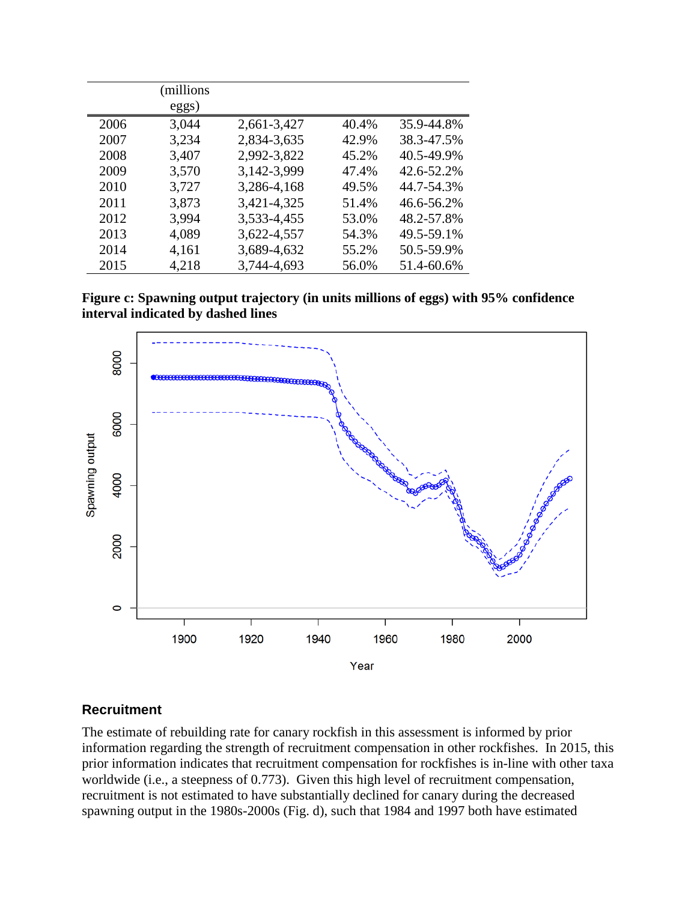|  | (millions eggs) |  |  |  |
|---|---|---|---|---|
| 2006 | 3,044 | 2,661-3,427 | 40.4% | 35.9-44.8% |
| 2007 | 3,234 | 2,834-3,635 | 42.9% | 38.3-47.5% |
| 2008 | 3,407 | 2,992-3,822 | 45.2% | 40.5-49.9% |
| 2009 | 3,570 | 3,142-3,999 | 47.4% | 42.6-52.2% |
| 2010 | 3,727 | 3,286-4,168 | 49.5% | 44.7-54.3% |
| 2011 | 3,873 | 3,421-4,325 | 51.4% | 46.6-56.2% |
| 2012 | 3,994 | 3,533-4,455 | 53.0% | 48.2-57.8% |
| 2013 | 4,089 | 3,622-4,557 | 54.3% | 49.5-59.1% |
| 2014 | 4,161 | 3,689-4,632 | 55.2% | 50.5-59.9% |
| 2015 | 4,218 | 3,744-4,693 | 56.0% | 51.4-60.6% |

**Figure c: Spawning output trajectory (in units millions of eggs) with 95% confidence interval indicated by dashed lines**

### Recruitment

The estimate of rebuilding rate for canary rockfish in this assessment is informed by prior information regarding the strength of recruitment compensation in other rockfishes. In 2015, this prior information indicates that recruitment compensation for rockfishes is in-line with other taxa worldwide (i.e., a steepness of 0.773). Given this high level of recruitment compensation, recruitment is not estimated to have substantially declined for canary during the decreased spawning output in the 1980s-2000s (Fig. d), such that 1984 and 1997 both have estimated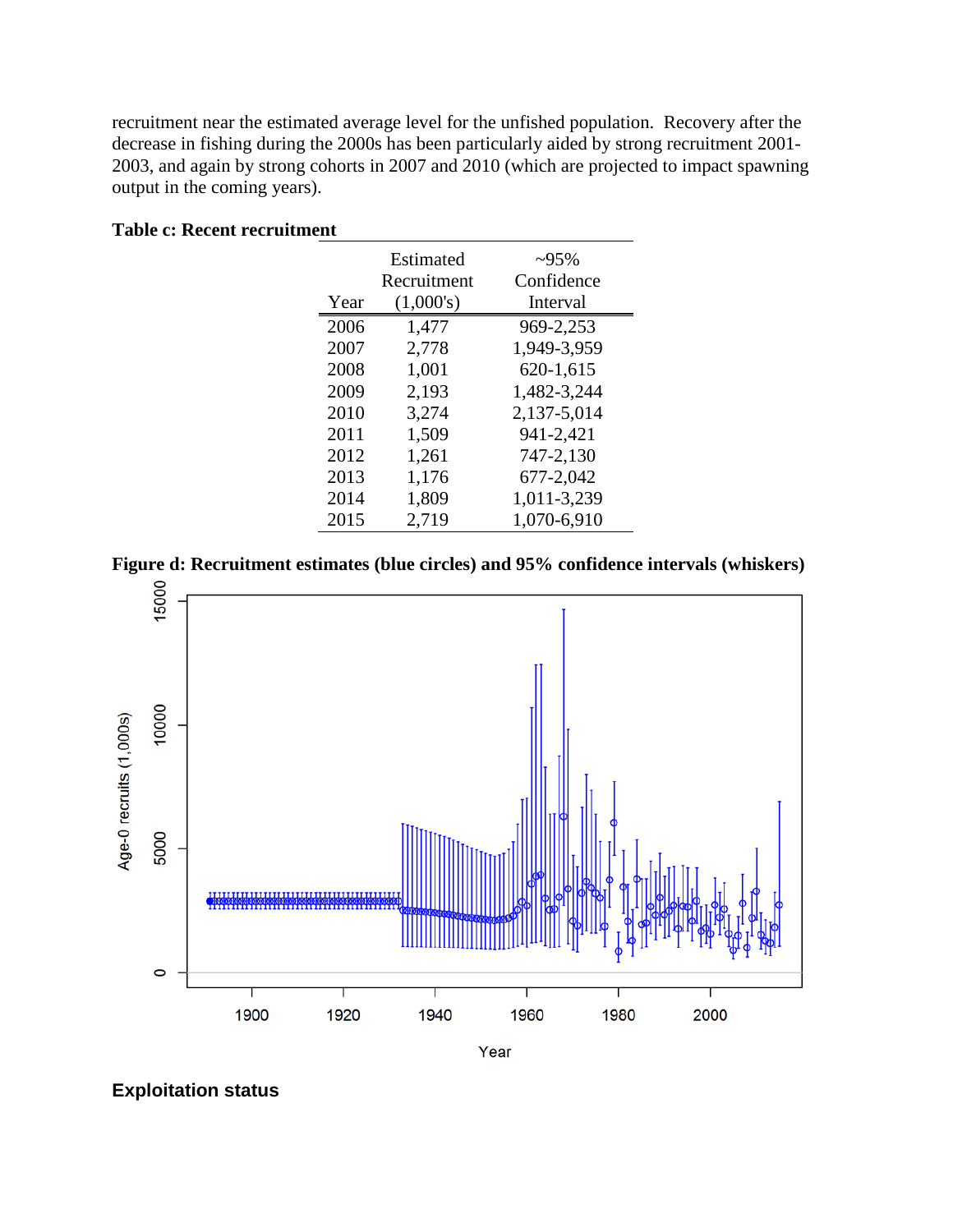recruitment near the estimated average level for the unfished population. Recovery after the decrease in fishing during the 2000s has been particularly aided by strong recruitment 2001-2003, and again by strong cohorts in 2007 and 2010 (which are projected to impact spawning output in the coming years).

**Table c: Recent recruitment**

| Year | Estimated Recruitment (1,000's) | ~95% Confidence Interval |
|---|---|---|
| 2006 | 1,477 | 969-2,253 |
| 2007 | 2,778 | 1,949-3,959 |
| 2008 | 1,001 | 620-1,615 |
| 2009 | 2,193 | 1,482-3,244 |
| 2010 | 3,274 | 2,137-5,014 |
| 2011 | 1,509 | 941-2,421 |
| 2012 | 1,261 | 747-2,130 |
| 2013 | 1,176 | 677-2,042 |
| 2014 | 1,809 | 1,011-3,239 |
| 2015 | 2,719 | 1,070-6,910 |

**Figure d: Recruitment estimates (blue circles) and 95% confidence intervals (whiskers)**

## Exploitation status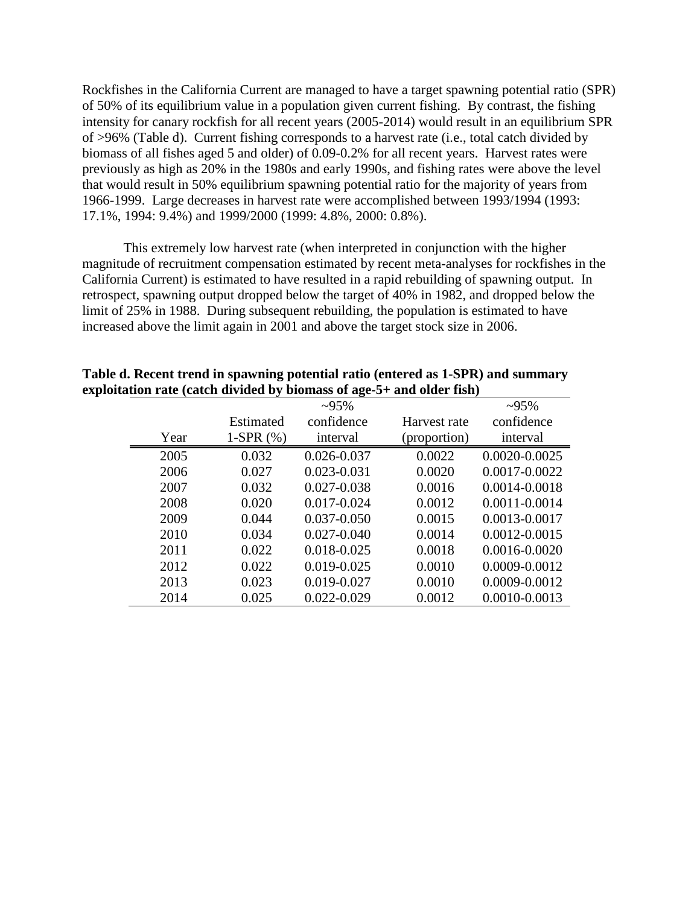Rockfishes in the California Current are managed to have a target spawning potential ratio (SPR) of 50% of its equilibrium value in a population given current fishing. By contrast, the fishing intensity for canary rockfish for all recent years (2005-2014) would result in an equilibrium SPR of >96% (Table d). Current fishing corresponds to a harvest rate (i.e., total catch divided by biomass of all fishes aged 5 and older) of 0.09-0.2% for all recent years. Harvest rates were previously as high as 20% in the 1980s and early 1990s, and fishing rates were above the level that would result in 50% equilibrium spawning potential ratio for the majority of years from 1966-1999. Large decreases in harvest rate were accomplished between 1993/1994 (1993: 17.1%, 1994: 9.4%) and 1999/2000 (1999: 4.8%, 2000: 0.8%).

This extremely low harvest rate (when interpreted in conjunction with the higher magnitude of recruitment compensation estimated by recent meta-analyses for rockfishes in the California Current) is estimated to have resulted in a rapid rebuilding of spawning output. In retrospect, spawning output dropped below the target of 40% in 1982, and dropped below the limit of 25% in 1988. During subsequent rebuilding, the population is estimated to have increased above the limit again in 2001 and above the target stock size in 2006.

**Table d. Recent trend in spawning potential ratio (entered as 1-SPR) and summary exploitation rate (catch divided by biomass of age-5+ and older fish)**

| Year | Estimated 1-SPR (%) | ~95% confidence interval | Harvest rate (proportion) | ~95% confidence interval |
|---|---|---|---|---|
| 2005 | 0.032 | 0.026-0.037 | 0.0022 | 0.0020-0.0025 |
| 2006 | 0.027 | 0.023-0.031 | 0.0020 | 0.0017-0.0022 |
| 2007 | 0.032 | 0.027-0.038 | 0.0016 | 0.0014-0.0018 |
| 2008 | 0.020 | 0.017-0.024 | 0.0012 | 0.0011-0.0014 |
| 2009 | 0.044 | 0.037-0.050 | 0.0015 | 0.0013-0.0017 |
| 2010 | 0.034 | 0.027-0.040 | 0.0014 | 0.0012-0.0015 |
| 2011 | 0.022 | 0.018-0.025 | 0.0018 | 0.0016-0.0020 |
| 2012 | 0.022 | 0.019-0.025 | 0.0010 | 0.0009-0.0012 |
| 2013 | 0.023 | 0.019-0.027 | 0.0010 | 0.0009-0.0012 |
| 2014 | 0.025 | 0.022-0.029 | 0.0012 | 0.0010-0.0013 |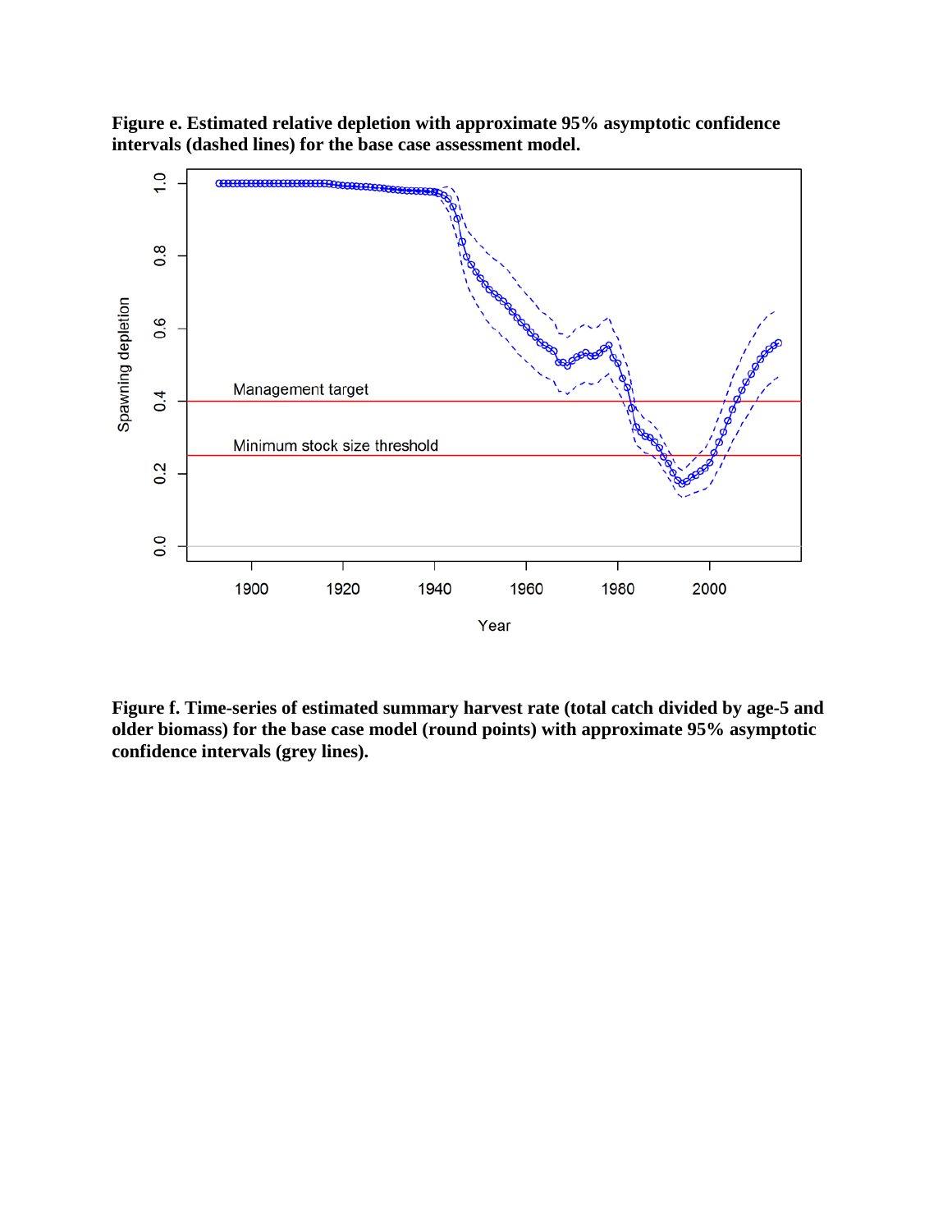**Figure e. Estimated relative depletion with approximate 95% asymptotic confidence intervals (dashed lines) for the base case assessment model.**

**Figure f. Time-series of estimated summary harvest rate (total catch divided by age-5 and older biomass) for the base case model (round points) with approximate 95% asymptotic confidence intervals (grey lines).**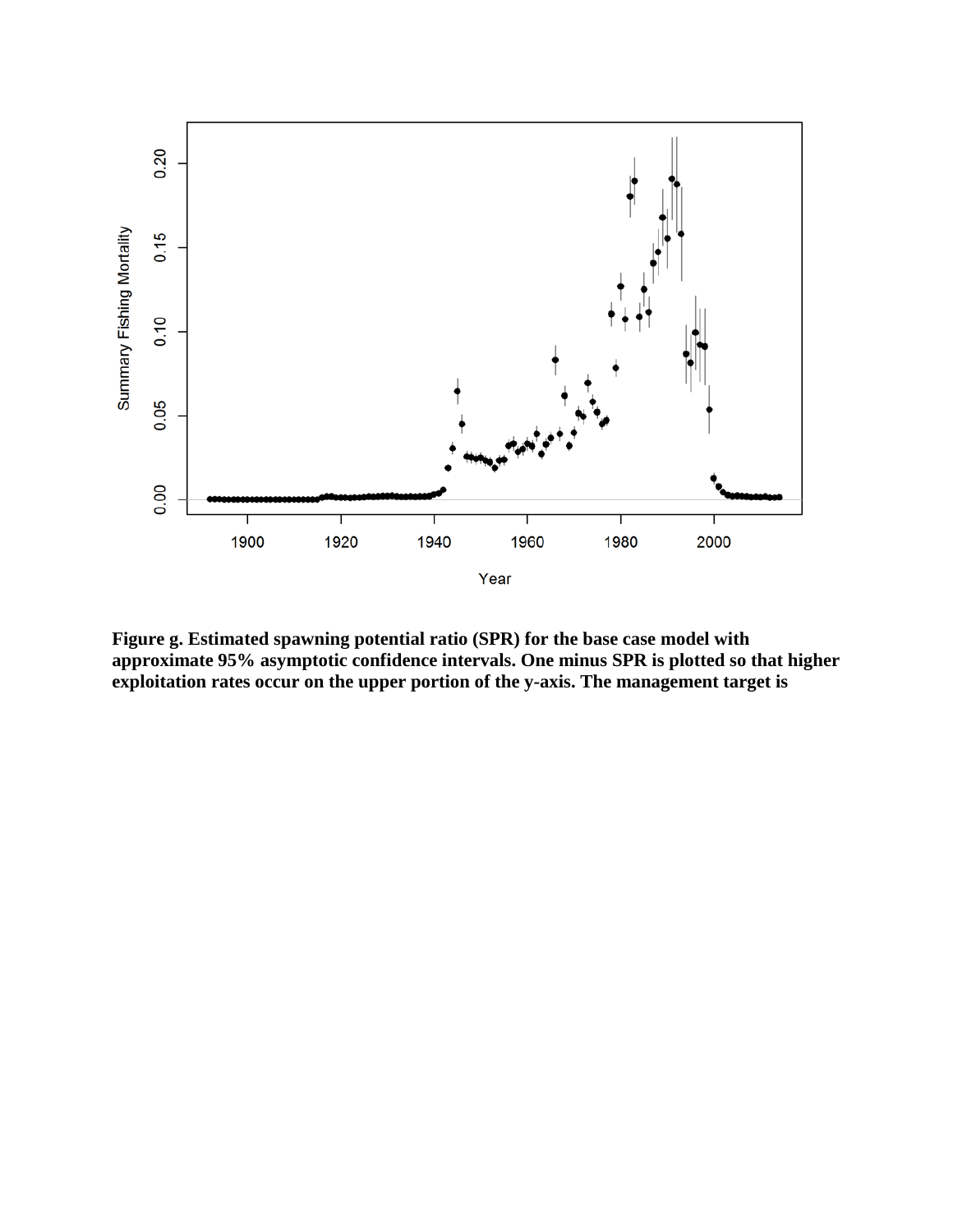**Figure g. Estimated spawning potential ratio (SPR) for the base case model with approximate 95% asymptotic confidence intervals. One minus SPR is plotted so that higher exploitation rates occur on the upper portion of the y-axis. The management target is**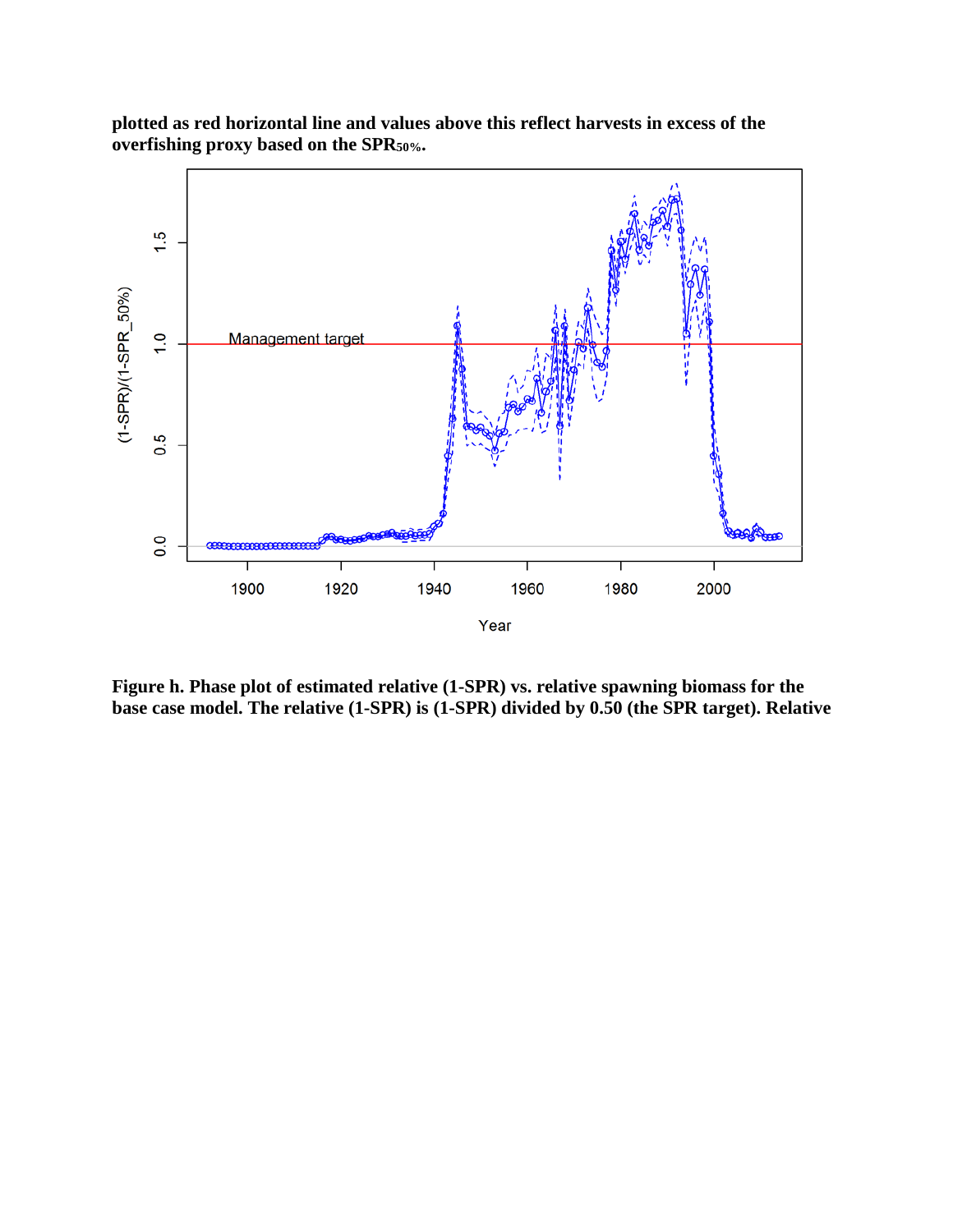**plotted as red horizontal line and values above this reflect harvests in excess of the overfishing proxy based on the $SPR_{50\%}$.**

**Figure h. Phase plot of estimated relative (1-SPR) vs. relative spawning biomass for the base case model. The relative (1-SPR) is (1-SPR) divided by 0.50 (the SPR target). Relative**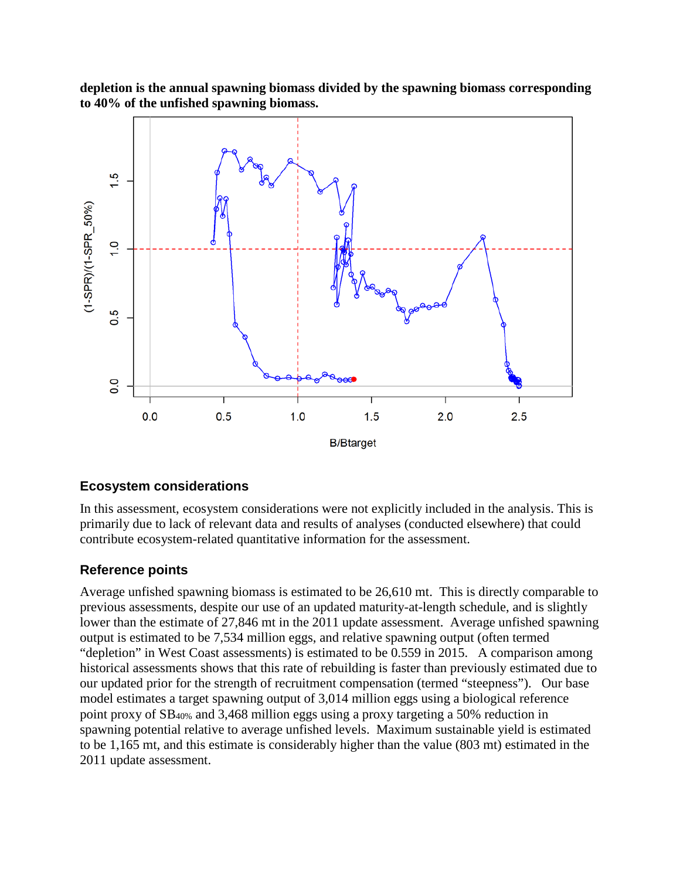**depletion is the annual spawning biomass divided by the spawning biomass corresponding to 40% of the unfished spawning biomass.**

## Ecosystem considerations

In this assessment, ecosystem considerations were not explicitly included in the analysis. This is primarily due to lack of relevant data and results of analyses (conducted elsewhere) that could contribute ecosystem-related quantitative information for the assessment.

## Reference points

Average unfished spawning biomass is estimated to be 26,610 mt. This is directly comparable to previous assessments, despite our use of an updated maturity-at-length schedule, and is slightly lower than the estimate of 27,846 mt in the 2011 update assessment. Average unfished spawning output is estimated to be 7,534 million eggs, and relative spawning output (often termed "depletion" in West Coast assessments) is estimated to be 0.559 in 2015. A comparison among historical assessments shows that this rate of rebuilding is faster than previously estimated due to our updated prior for the strength of recruitment compensation (termed "steepness"). Our base model estimates a target spawning output of 3,014 million eggs using a biological reference point proxy of $SB_{40\%}$ and 3,468 million eggs using a proxy targeting a 50% reduction in spawning potential relative to average unfished levels. Maximum sustainable yield is estimated to be 1,165 mt, and this estimate is considerably higher than the value (803 mt) estimated in the 2011 update assessment.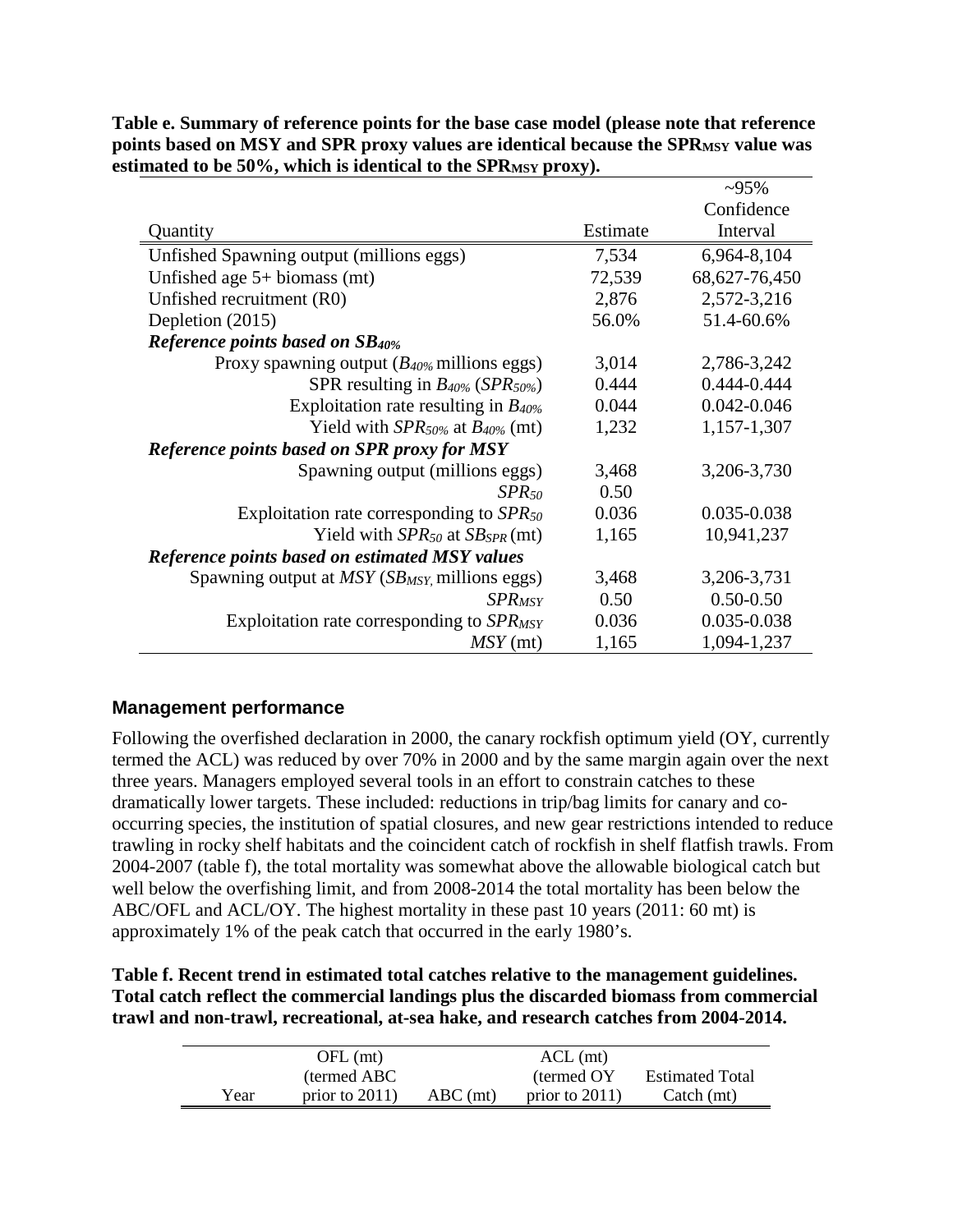**Table e. Summary of reference points for the base case model (please note that reference points based on MSY and SPR proxy values are identical because the $SPR_{MSY}$ value was estimated to be 50%, which is identical to the $SPR_{MSY}$ proxy).**

| Quantity | Estimate | ~95% Confidence Interval |
|---|---|---|
| Unfished Spawning output (millions eggs) | 7,534 | 6,964-8,104 |
| Unfished age 5+ biomass (mt) | 72,539 | 68,627-76,450 |
| Unfished recruitment (R0) | 2,876 | 2,572-3,216 |
| Depletion (2015) | 56.0% | 51.4-60.6% |
| ***Reference points based on $SB_{40\%}$*** | | |
| Proxy spawning output ($B_{40\%}$ millions eggs) | 3,014 | 2,786-3,242 |
| SPR resulting in $B_{40\%}$ ($SPR_{50\%}$) | 0.444 | 0.444-0.444 |
| Exploitation rate resulting in $B_{40\%}$ | 0.044 | 0.042-0.046 |
| Yield with $SPR_{50\%}$ at $B_{40\%}$ (mt) | 1,232 | 1,157-1,307 |
| ***Reference points based on SPR proxy for MSY*** | | |
| Spawning output (millions eggs) | 3,468 | 3,206-3,730 |
| $SPR_{50}$ | 0.50 | |
| Exploitation rate corresponding to $SPR_{50}$ | 0.036 | 0.035-0.038 |
| Yield with $SPR_{50}$ at $SB_{SPR}$ (mt) | 1,165 | 10,941,237 |
| ***Reference points based on estimated MSY values*** | | |
| Spawning output at *MSY* ($SB_{MSY}$, millions eggs) | 3,468 | 3,206-3,731 |
| $SPR_{MSY}$ | 0.50 | 0.50-0.50 |
| Exploitation rate corresponding to $SPR_{MSY}$ | 0.036 | 0.035-0.038 |
| *MSY* (mt) | 1,165 | 1,094-1,237 |

### Management performance

Following the overfished declaration in 2000, the canary rockfish optimum yield (OY, currently termed the ACL) was reduced by over 70% in 2000 and by the same margin again over the next three years. Managers employed several tools in an effort to constrain catches to these dramatically lower targets. These included: reductions in trip/bag limits for canary and co-occurring species, the institution of spatial closures, and new gear restrictions intended to reduce trawling in rocky shelf habitats and the coincident catch of rockfish in shelf flatfish trawls. From 2004-2007 (table f), the total mortality was somewhat above the allowable biological catch but well below the overfishing limit, and from 2008-2014 the total mortality has been below the ABC/OFL and ACL/OY. The highest mortality in these past 10 years (2011: 60 mt) is approximately 1% of the peak catch that occurred in the early 1980's.

**Table f. Recent trend in estimated total catches relative to the management guidelines. Total catch reflect the commercial landings plus the discarded biomass from commercial trawl and non-trawl, recreational, at-sea hake, and research catches from 2004-2014.**

| Year | OFL (mt) (termed ABC prior to 2011) | ABC (mt) | ACL (mt) (termed OY prior to 2011) | Estimated Total Catch (mt) |
|---|---|---|---|---|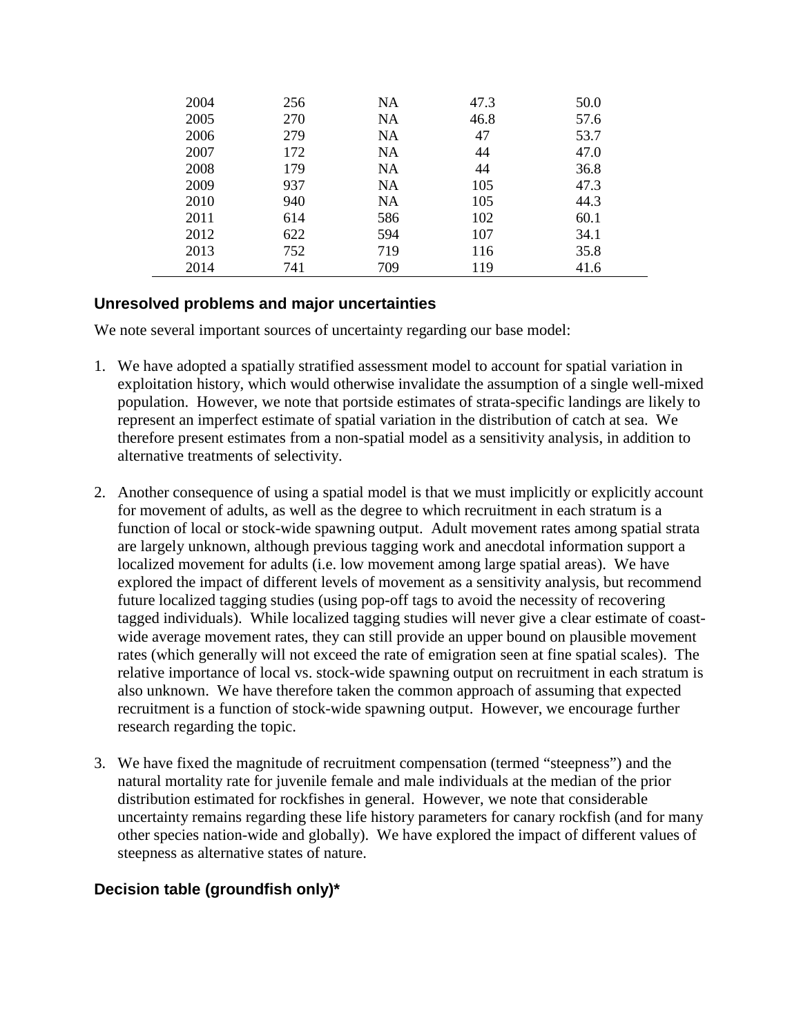| | | | | |
|---|---|---|---|---|
| 2004 | 256 | NA | 47.3 | 50.0 |
| 2005 | 270 | NA | 46.8 | 57.6 |
| 2006 | 279 | NA | 47 | 53.7 |
| 2007 | 172 | NA | 44 | 47.0 |
| 2008 | 179 | NA | 44 | 36.8 |
| 2009 | 937 | NA | 105 | 47.3 |
| 2010 | 940 | NA | 105 | 44.3 |
| 2011 | 614 | 586 | 102 | 60.1 |
| 2012 | 622 | 594 | 107 | 34.1 |
| 2013 | 752 | 719 | 116 | 35.8 |
| 2014 | 741 | 709 | 119 | 41.6 |

## Unresolved problems and major uncertainties

We note several important sources of uncertainty regarding our base model:

1. We have adopted a spatially stratified assessment model to account for spatial variation in exploitation history, which would otherwise invalidate the assumption of a single well-mixed population. However, we note that portside estimates of strata-specific landings are likely to represent an imperfect estimate of spatial variation in the distribution of catch at sea. We therefore present estimates from a non-spatial model as a sensitivity analysis, in addition to alternative treatments of selectivity.

2. Another consequence of using a spatial model is that we must implicitly or explicitly account for movement of adults, as well as the degree to which recruitment in each stratum is a function of local or stock-wide spawning output. Adult movement rates among spatial strata are largely unknown, although previous tagging work and anecdotal information support a localized movement for adults (i.e. low movement among large spatial areas). We have explored the impact of different levels of movement as a sensitivity analysis, but recommend future localized tagging studies (using pop-off tags to avoid the necessity of recovering tagged individuals). While localized tagging studies will never give a clear estimate of coast-wide average movement rates, they can still provide an upper bound on plausible movement rates (which generally will not exceed the rate of emigration seen at fine spatial scales). The relative importance of local vs. stock-wide spawning output on recruitment in each stratum is also unknown. We have therefore taken the common approach of assuming that expected recruitment is a function of stock-wide spawning output. However, we encourage further research regarding the topic.

3. We have fixed the magnitude of recruitment compensation (termed "steepness") and the natural mortality rate for juvenile female and male individuals at the median of the prior distribution estimated for rockfishes in general. However, we note that considerable uncertainty remains regarding these life history parameters for canary rockfish (and for many other species nation-wide and globally). We have explored the impact of different values of steepness as alternative states of nature.

## Decision table (groundfish only)*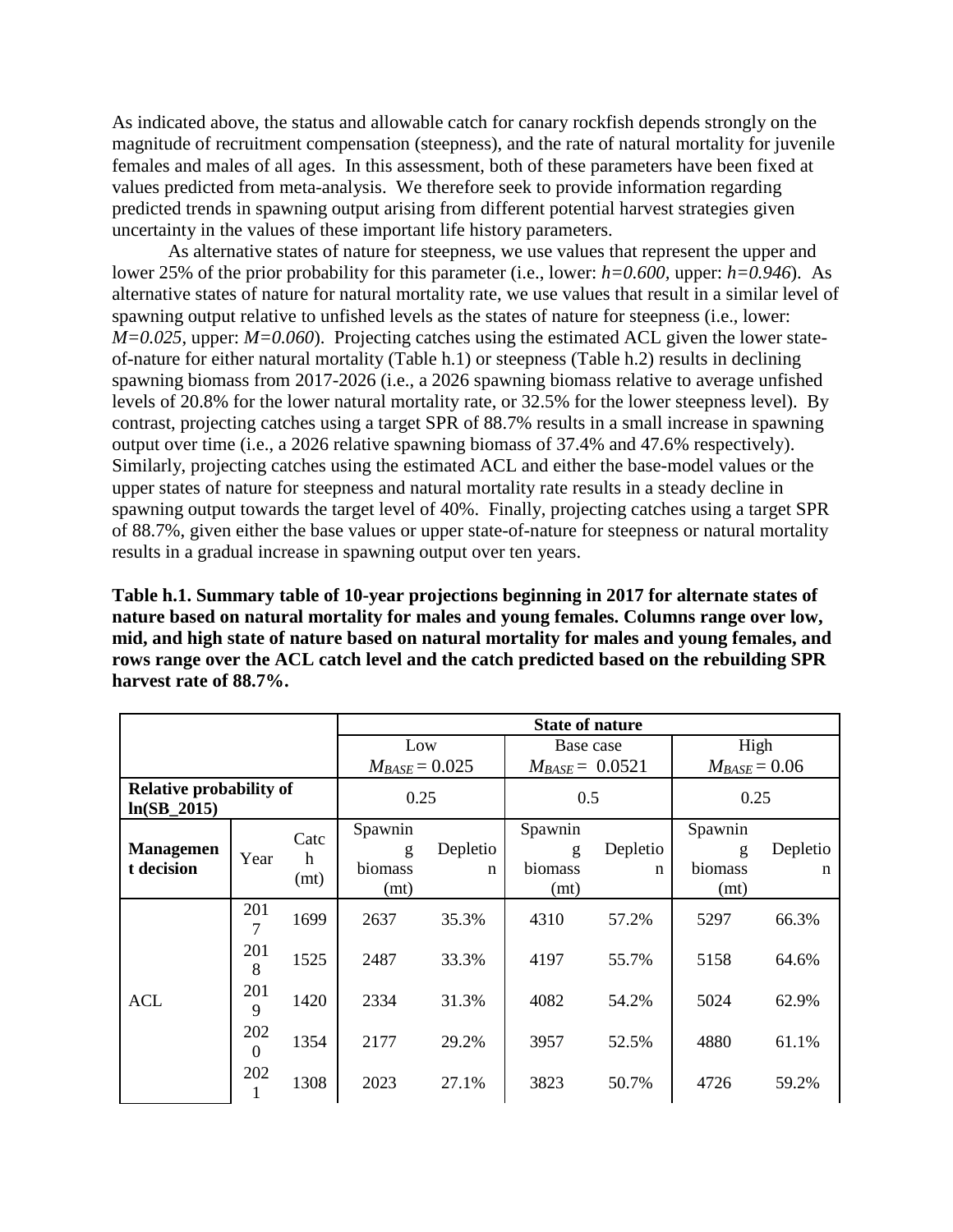As indicated above, the status and allowable catch for canary rockfish depends strongly on the magnitude of recruitment compensation (steepness), and the rate of natural mortality for juvenile females and males of all ages. In this assessment, both of these parameters have been fixed at values predicted from meta-analysis. We therefore seek to provide information regarding predicted trends in spawning output arising from different potential harvest strategies given uncertainty in the values of these important life history parameters.

As alternative states of nature for steepness, we use values that represent the upper and lower 25% of the prior probability for this parameter (i.e., lower: $h=0.600$, upper: $h=0.946$). As alternative states of nature for natural mortality rate, we use values that result in a similar level of spawning output relative to unfished levels as the states of nature for steepness (i.e., lower: $M=0.025$, upper: $M=0.060$). Projecting catches using the estimated ACL given the lower state-of-nature for either natural mortality (Table h.1) or steepness (Table h.2) results in declining spawning biomass from 2017-2026 (i.e., a 2026 spawning biomass relative to average unfished levels of 20.8% for the lower natural mortality rate, or 32.5% for the lower steepness level). By contrast, projecting catches using a target SPR of 88.7% results in a small increase in spawning output over time (i.e., a 2026 relative spawning biomass of 37.4% and 47.6% respectively). Similarly, projecting catches using the estimated ACL and either the base-model values or the upper states of nature for steepness and natural mortality rate results in a steady decline in spawning output towards the target level of 40%. Finally, projecting catches using a target SPR of 88.7%, given either the base values or upper state-of-nature for steepness or natural mortality results in a gradual increase in spawning output over ten years.

**Table h.1. Summary table of 10-year projections beginning in 2017 for alternate states of nature based on natural mortality for males and young females. Columns range over low, mid, and high state of nature based on natural mortality for males and young females, and rows range over the ACL catch level and the catch predicted based on the rebuilding SPR harvest rate of 88.7%.**

| | | | State of nature | | | | | |
|---|---|---|---|---|---|---|---|---|
| | | | Low $M_{BASE} = 0.025$ | | Base case $M_{BASE} = 0.0521$ | | High $M_{BASE} = 0.06$ | |
| **Relative probability of ln(SB_2015)** | | | 0.25 | | 0.5 | | 0.25 | |
| **Management decision** | Year | Catch (mt) | Spawning biomass (mt) | Depletion | Spawning biomass (mt) | Depletion | Spawning biomass (mt) | Depletion |
| ACL | 2017 | 1699 | 2637 | 35.3% | 4310 | 57.2% | 5297 | 66.3% |
| | 2018 | 1525 | 2487 | 33.3% | 4197 | 55.7% | 5158 | 64.6% |
| | 2019 | 1420 | 2334 | 31.3% | 4082 | 54.2% | 5024 | 62.9% |
| | 2020 | 1354 | 2177 | 29.2% | 3957 | 52.5% | 4880 | 61.1% |
| | 2021 | 1308 | 2023 | 27.1% | 3823 | 50.7% | 4726 | 59.2% |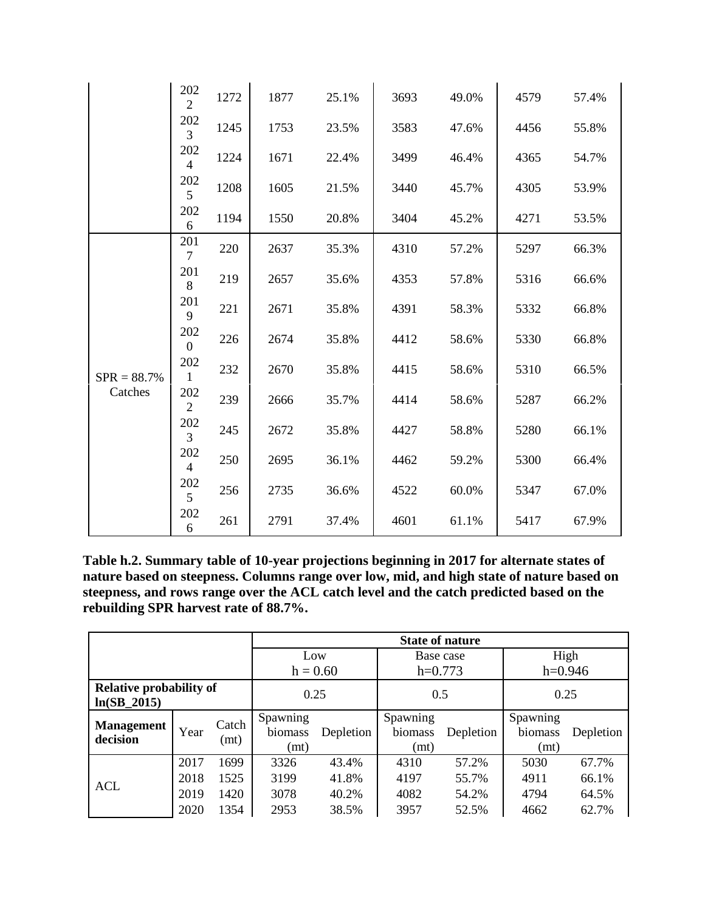| | Year | Catch | Spawning biomass (mt) | Depletion | Spawning biomass (mt) | Depletion | Spawning biomass (mt) | Depletion |
|---|---|---|---|---|---|---|---|---|
| | 2022 | 1272 | 1877 | 25.1% | 3693 | 49.0% | 4579 | 57.4% |
| | 2023 | 1245 | 1753 | 23.5% | 3583 | 47.6% | 4456 | 55.8% |
| | 2024 | 1224 | 1671 | 22.4% | 3499 | 46.4% | 4365 | 54.7% |
| | 2025 | 1208 | 1605 | 21.5% | 3440 | 45.7% | 4305 | 53.9% |
| | 2026 | 1194 | 1550 | 20.8% | 3404 | 45.2% | 4271 | 53.5% |
| SPR = 88.7% Catches | 2017 | 220 | 2637 | 35.3% | 4310 | 57.2% | 5297 | 66.3% |
| | 2018 | 219 | 2657 | 35.6% | 4353 | 57.8% | 5316 | 66.6% |
| | 2019 | 221 | 2671 | 35.8% | 4391 | 58.3% | 5332 | 66.8% |
| | 2020 | 226 | 2674 | 35.8% | 4412 | 58.6% | 5330 | 66.8% |
| | 2021 | 232 | 2670 | 35.8% | 4415 | 58.6% | 5310 | 66.5% |
| | 2022 | 239 | 2666 | 35.7% | 4414 | 58.6% | 5287 | 66.2% |
| | 2023 | 245 | 2672 | 35.8% | 4427 | 58.8% | 5280 | 66.1% |
| | 2024 | 250 | 2695 | 36.1% | 4462 | 59.2% | 5300 | 66.4% |
| | 2025 | 256 | 2735 | 36.6% | 4522 | 60.0% | 5347 | 67.0% |
| | 2026 | 261 | 2791 | 37.4% | 4601 | 61.1% | 5417 | 67.9% |

**Table h.2. Summary table of 10-year projections beginning in 2017 for alternate states of nature based on steepness. Columns range over low, mid, and high state of nature based on steepness, and rows range over the ACL catch level and the catch predicted based on the rebuilding SPR harvest rate of 88.7%.**

| | | | State of nature | | | | | |
|---|---|---|---|---|---|---|---|---|
| | | | Low h = 0.60 | | Base case h=0.773 | | High h=0.946 | |
| **Relative probability of ln(SB_2015)** | | | 0.25 | | 0.5 | | 0.25 | |
| **Management decision** | Year | Catch (mt) | Spawning biomass (mt) | Depletion | Spawning biomass (mt) | Depletion | Spawning biomass (mt) | Depletion |
| ACL | 2017 | 1699 | 3326 | 43.4% | 4310 | 57.2% | 5030 | 67.7% |
| | 2018 | 1525 | 3199 | 41.8% | 4197 | 55.7% | 4911 | 66.1% |
| | 2019 | 1420 | 3078 | 40.2% | 4082 | 54.2% | 4794 | 64.5% |
| | 2020 | 1354 | 2953 | 38.5% | 3957 | 52.5% | 4662 | 62.7% |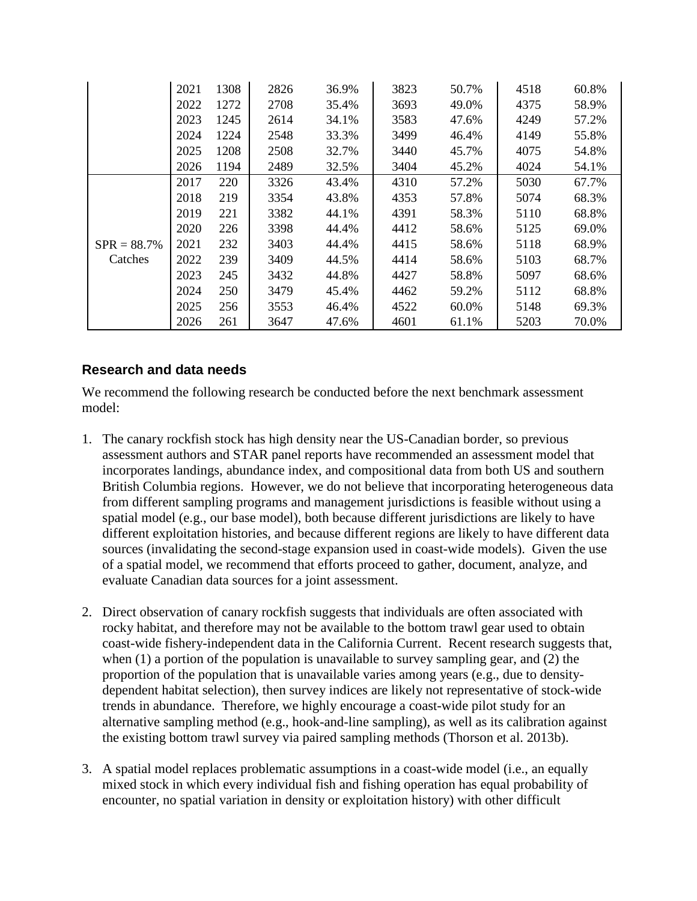| | | | | | | | | |
|---|---|---|---|---|---|---|---|---|
| | 2021 | 1308 | 2826 | 36.9% | 3823 | 50.7% | 4518 | 60.8% |
| | 2022 | 1272 | 2708 | 35.4% | 3693 | 49.0% | 4375 | 58.9% |
| | 2023 | 1245 | 2614 | 34.1% | 3583 | 47.6% | 4249 | 57.2% |
| | 2024 | 1224 | 2548 | 33.3% | 3499 | 46.4% | 4149 | 55.8% |
| | 2025 | 1208 | 2508 | 32.7% | 3440 | 45.7% | 4075 | 54.8% |
| | 2026 | 1194 | 2489 | 32.5% | 3404 | 45.2% | 4024 | 54.1% |
| SPR = 88.7% Catches | 2017 | 220 | 3326 | 43.4% | 4310 | 57.2% | 5030 | 67.7% |
| | 2018 | 219 | 3354 | 43.8% | 4353 | 57.8% | 5074 | 68.3% |
| | 2019 | 221 | 3382 | 44.1% | 4391 | 58.3% | 5110 | 68.8% |
| | 2020 | 226 | 3398 | 44.4% | 4412 | 58.6% | 5125 | 69.0% |
| | 2021 | 232 | 3403 | 44.4% | 4415 | 58.6% | 5118 | 68.9% |
| | 2022 | 239 | 3409 | 44.5% | 4414 | 58.6% | 5103 | 68.7% |
| | 2023 | 245 | 3432 | 44.8% | 4427 | 58.8% | 5097 | 68.6% |
| | 2024 | 250 | 3479 | 45.4% | 4462 | 59.2% | 5112 | 68.8% |
| | 2025 | 256 | 3553 | 46.4% | 4522 | 60.0% | 5148 | 69.3% |
| | 2026 | 261 | 3647 | 47.6% | 4601 | 61.1% | 5203 | 70.0% |

## Research and data needs

We recommend the following research be conducted before the next benchmark assessment model:

1. The canary rockfish stock has high density near the US-Canadian border, so previous assessment authors and STAR panel reports have recommended an assessment model that incorporates landings, abundance index, and compositional data from both US and southern British Columbia regions. However, we do not believe that incorporating heterogeneous data from different sampling programs and management jurisdictions is feasible without using a spatial model (e.g., our base model), both because different jurisdictions are likely to have different exploitation histories, and because different regions are likely to have different data sources (invalidating the second-stage expansion used in coast-wide models). Given the use of a spatial model, we recommend that efforts proceed to gather, document, analyze, and evaluate Canadian data sources for a joint assessment.

2. Direct observation of canary rockfish suggests that individuals are often associated with rocky habitat, and therefore may not be available to the bottom trawl gear used to obtain coast-wide fishery-independent data in the California Current. Recent research suggests that, when (1) a portion of the population is unavailable to survey sampling gear, and (2) the proportion of the population that is unavailable varies among years (e.g., due to density-dependent habitat selection), then survey indices are likely not representative of stock-wide trends in abundance. Therefore, we highly encourage a coast-wide pilot study for an alternative sampling method (e.g., hook-and-line sampling), as well as its calibration against the existing bottom trawl survey via paired sampling methods (Thorson et al. 2013b).

3. A spatial model replaces problematic assumptions in a coast-wide model (i.e., an equally mixed stock in which every individual fish and fishing operation has equal probability of encounter, no spatial variation in density or exploitation history) with other difficult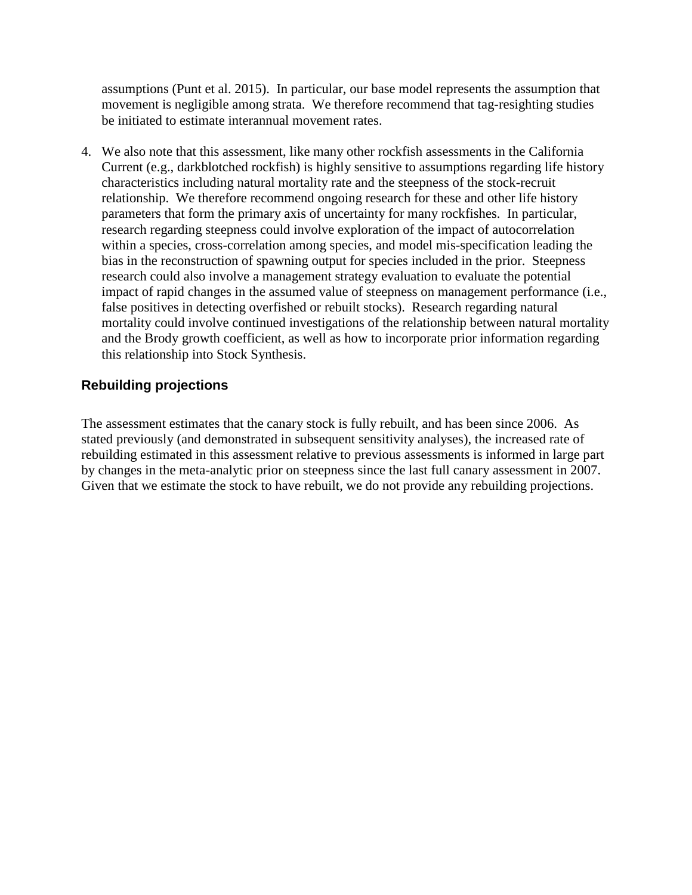assumptions (Punt et al. 2015). In particular, our base model represents the assumption that movement is negligible among strata. We therefore recommend that tag-resighting studies be initiated to estimate interannual movement rates.

4. We also note that this assessment, like many other rockfish assessments in the California Current (e.g., darkblotched rockfish) is highly sensitive to assumptions regarding life history characteristics including natural mortality rate and the steepness of the stock-recruit relationship. We therefore recommend ongoing research for these and other life history parameters that form the primary axis of uncertainty for many rockfishes. In particular, research regarding steepness could involve exploration of the impact of autocorrelation within a species, cross-correlation among species, and model mis-specification leading the bias in the reconstruction of spawning output for species included in the prior. Steepness research could also involve a management strategy evaluation to evaluate the potential impact of rapid changes in the assumed value of steepness on management performance (i.e., false positives in detecting overfished or rebuilt stocks). Research regarding natural mortality could involve continued investigations of the relationship between natural mortality and the Brody growth coefficient, as well as how to incorporate prior information regarding this relationship into Stock Synthesis.

## Rebuilding projections

The assessment estimates that the canary stock is fully rebuilt, and has been since 2006. As stated previously (and demonstrated in subsequent sensitivity analyses), the increased rate of rebuilding estimated in this assessment relative to previous assessments is informed in large part by changes in the meta-analytic prior on steepness since the last full canary assessment in 2007. Given that we estimate the stock to have rebuilt, we do not provide any rebuilding projections.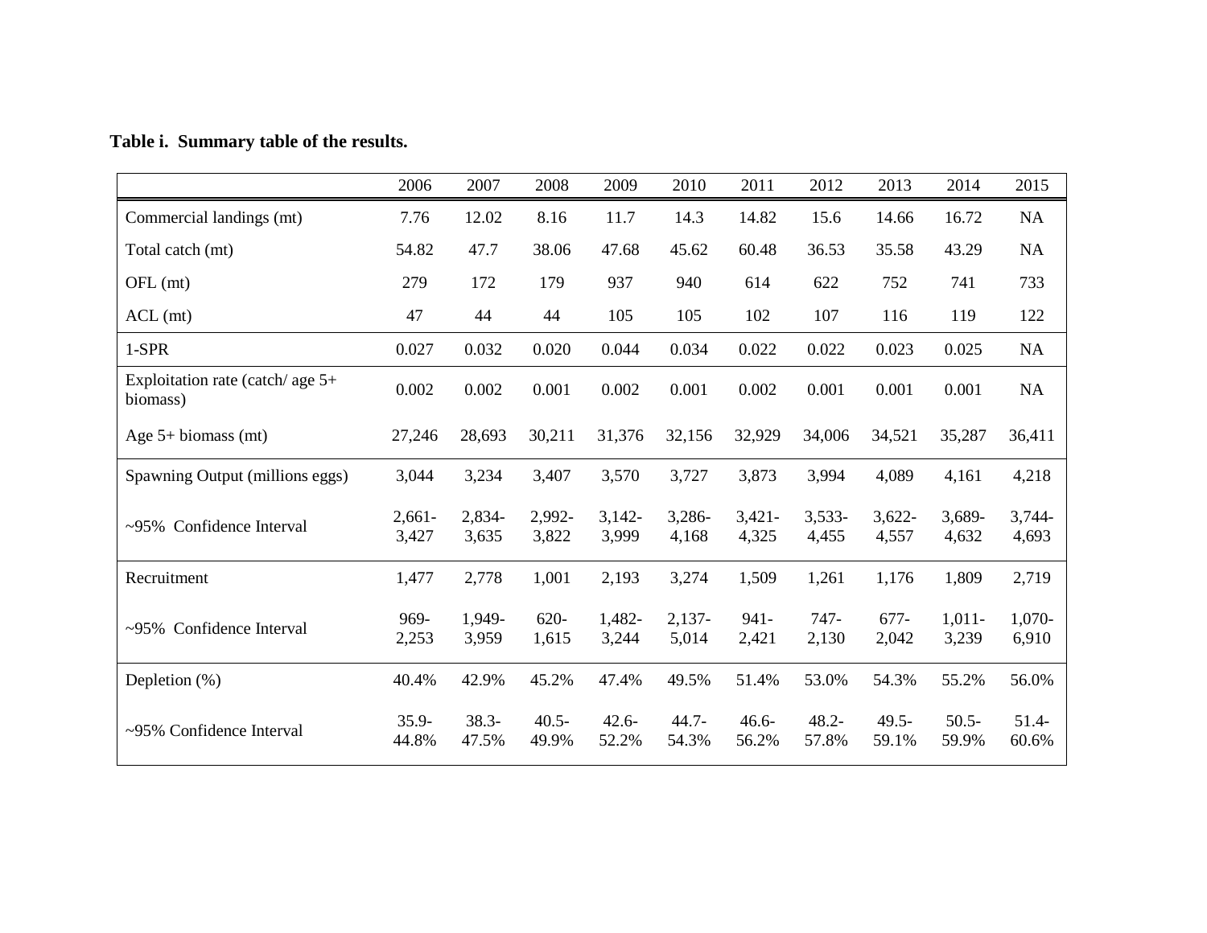**Table i. Summary table of the results.**

| | 2006 | 2007 | 2008 | 2009 | 2010 | 2011 | 2012 | 2013 | 2014 | 2015 |
|---|---|---|---|---|---|---|---|---|---|---|
| Commercial landings (mt) | 7.76 | 12.02 | 8.16 | 11.7 | 14.3 | 14.82 | 15.6 | 14.66 | 16.72 | NA |
| Total catch (mt) | 54.82 | 47.7 | 38.06 | 47.68 | 45.62 | 60.48 | 36.53 | 35.58 | 43.29 | NA |
| OFL (mt) | 279 | 172 | 179 | 937 | 940 | 614 | 622 | 752 | 741 | 733 |
| ACL (mt) | 47 | 44 | 44 | 105 | 105 | 102 | 107 | 116 | 119 | 122 |
| 1-SPR | 0.027 | 0.032 | 0.020 | 0.044 | 0.034 | 0.022 | 0.022 | 0.023 | 0.025 | NA |
| Exploitation rate (catch/ age 5+ biomass) | 0.002 | 0.002 | 0.001 | 0.002 | 0.001 | 0.002 | 0.001 | 0.001 | 0.001 | NA |
| Age 5+ biomass (mt) | 27,246 | 28,693 | 30,211 | 31,376 | 32,156 | 32,929 | 34,006 | 34,521 | 35,287 | 36,411 |
| Spawning Output (millions eggs) | 3,044 | 3,234 | 3,407 | 3,570 | 3,727 | 3,873 | 3,994 | 4,089 | 4,161 | 4,218 |
| ~95% Confidence Interval | 2,661-3,427 | 2,834-3,635 | 2,992-3,822 | 3,142-3,999 | 3,286-4,168 | 3,421-4,325 | 3,533-4,455 | 3,622-4,557 | 3,689-4,632 | 3,744-4,693 |
| Recruitment | 1,477 | 2,778 | 1,001 | 2,193 | 3,274 | 1,509 | 1,261 | 1,176 | 1,809 | 2,719 |
| ~95% Confidence Interval | 969-2,253 | 1,949-3,959 | 620-1,615 | 1,482-3,244 | 2,137-5,014 | 941-2,421 | 747-2,130 | 677-2,042 | 1,011-3,239 | 1,070-6,910 |
| Depletion (%) | 40.4% | 42.9% | 45.2% | 47.4% | 49.5% | 51.4% | 53.0% | 54.3% | 55.2% | 56.0% |
| ~95% Confidence Interval | 35.9-44.8% | 38.3-47.5% | 40.5-49.9% | 42.6-52.2% | 44.7-54.3% | 46.6-56.2% | 48.2-57.8% | 49.5-59.1% | 50.5-59.9% | 51.4-60.6% |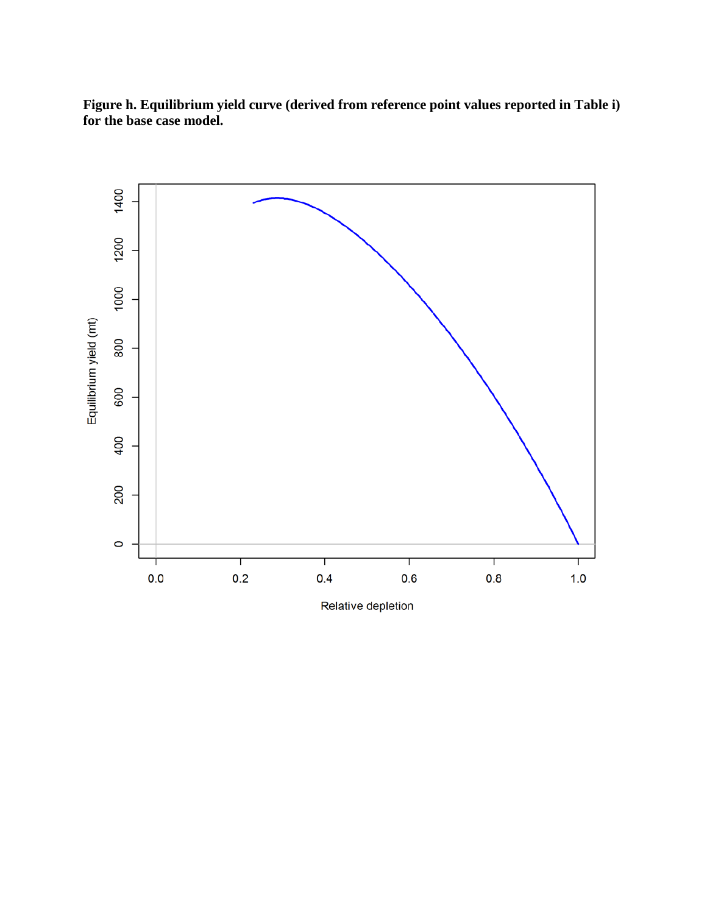**Figure h. Equilibrium yield curve (derived from reference point values reported in Table i) for the base case model.**

Equilibrium yield (mt)

0
200
400
600
800
1000
1200
1400

Relative depletion

0.0
0.2
0.4
0.6
0.8
1.0